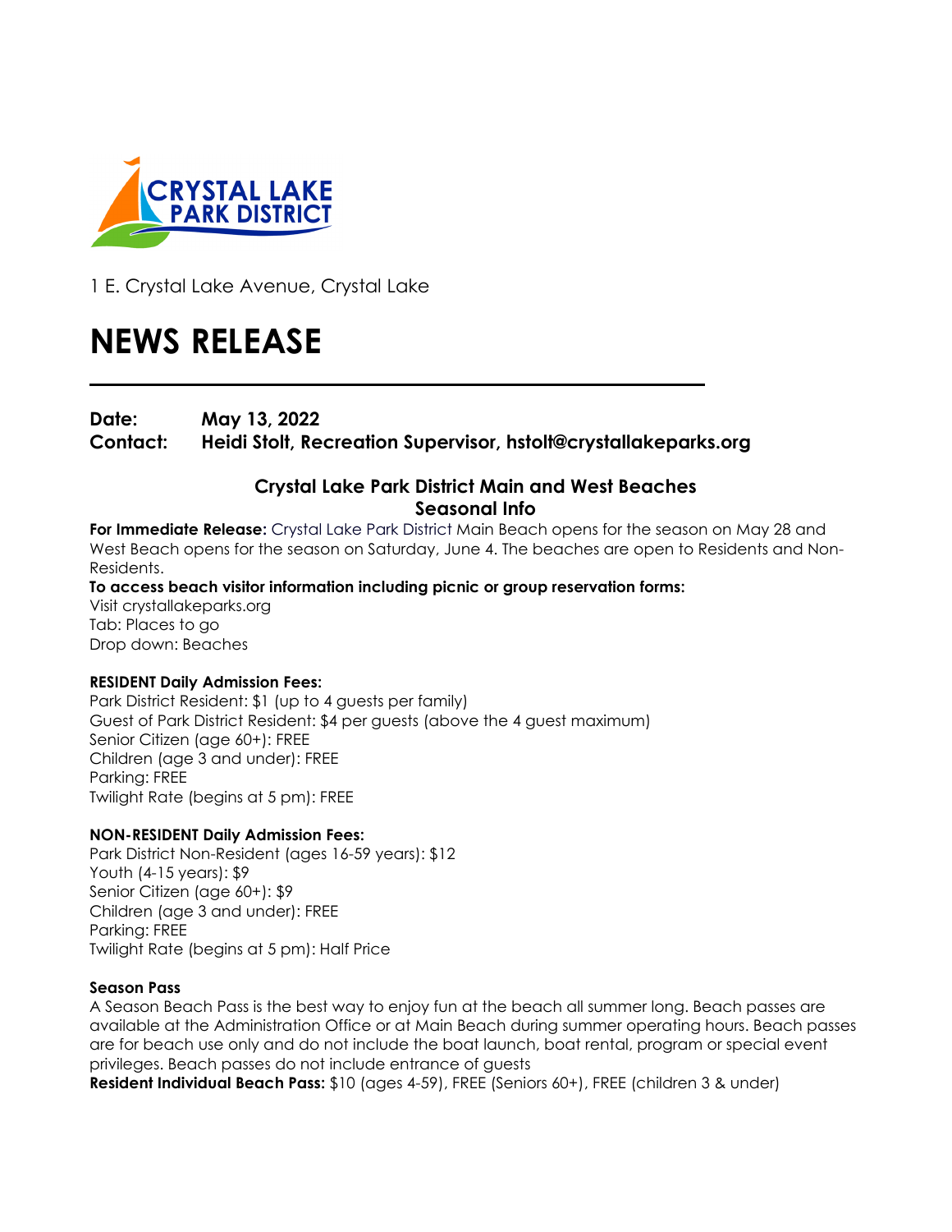CRYSTAL LAKE PARK DISTRICT

1 E. Crystal Lake Avenue, Crystal Lake

# NEWS RELEASE

**Date:** **May 13, 2022**
**Contact:** **Heidi Stolt, Recreation Supervisor, hstolt@crystallakeparks.org**

## Crystal Lake Park District Main and West Beaches Seasonal Info

**For Immediate Release:** Crystal Lake Park District Main Beach opens for the season on May 28 and West Beach opens for the season on Saturday, June 4. The beaches are open to Residents and Non-Residents.

**To access beach visitor information including picnic or group reservation forms:**
Visit crystallakeparks.org
Tab: Places to go
Drop down: Beaches

**RESIDENT Daily Admission Fees:**
Park District Resident: $1 (up to 4 guests per family)
Guest of Park District Resident: $4 per guests (above the 4 guest maximum)
Senior Citizen (age 60+): FREE
Children (age 3 and under): FREE
Parking: FREE
Twilight Rate (begins at 5 pm): FREE

**NON-RESIDENT Daily Admission Fees:**
Park District Non-Resident (ages 16-59 years): $12
Youth (4-15 years): $9
Senior Citizen (age 60+): $9
Children (age 3 and under): FREE
Parking: FREE
Twilight Rate (begins at 5 pm): Half Price

**Season Pass**
A Season Beach Pass is the best way to enjoy fun at the beach all summer long. Beach passes are available at the Administration Office or at Main Beach during summer operating hours. Beach passes are for beach use only and do not include the boat launch, boat rental, program or special event privileges. Beach passes do not include entrance of guests
**Resident Individual Beach Pass:** $10 (ages 4-59), FREE (Seniors 60+), FREE (children 3 & under)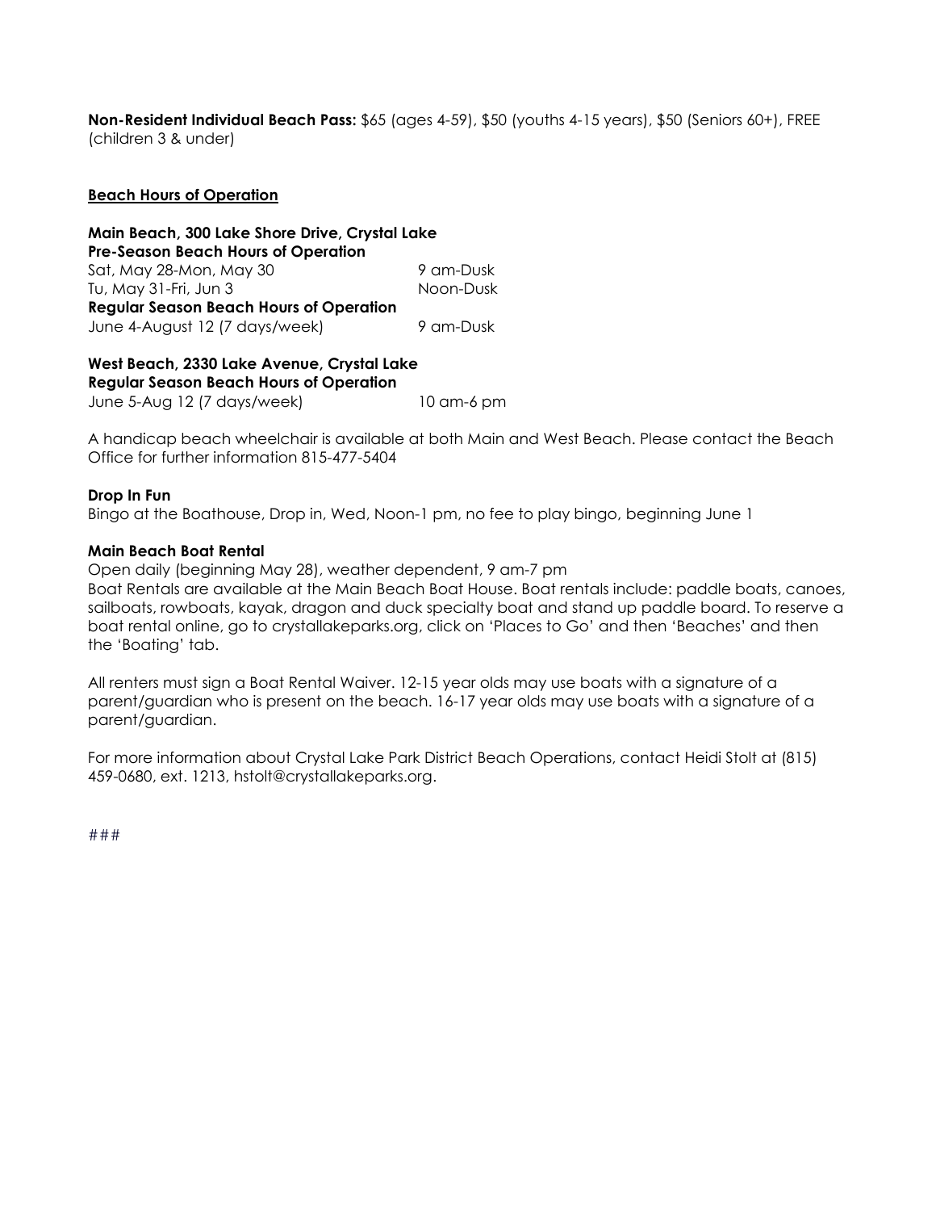**Non-Resident Individual Beach Pass:** $65 (ages 4-59), $50 (youths 4-15 years), $50 (Seniors 60+), FREE (children 3 & under)

**<u>Beach Hours of Operation</u>**

**Main Beach, 300 Lake Shore Drive, Crystal Lake**
**Pre-Season Beach Hours of Operation**

| | |
|---|---|
| Sat, May 28-Mon, May 30 | 9 am-Dusk |
| Tu, May 31-Fri, Jun 3 | Noon-Dusk |
| **Regular Season Beach Hours of Operation** | |
| June 4-August 12 (7 days/week) | 9 am-Dusk |

**West Beach, 2330 Lake Avenue, Crystal Lake**
**Regular Season Beach Hours of Operation**

| | |
|---|---|
| June 5-Aug 12 (7 days/week) | 10 am-6 pm |

A handicap beach wheelchair is available at both Main and West Beach. Please contact the Beach Office for further information 815-477-5404

**Drop In Fun**
Bingo at the Boathouse, Drop in, Wed, Noon-1 pm, no fee to play bingo, beginning June 1

**Main Beach Boat Rental**
Open daily (beginning May 28), weather dependent, 9 am-7 pm
Boat Rentals are available at the Main Beach Boat House. Boat rentals include: paddle boats, canoes, sailboats, rowboats, kayak, dragon and duck specialty boat and stand up paddle board. To reserve a boat rental online, go to crystallakeparks.org, click on 'Places to Go' and then 'Beaches' and then the 'Boating' tab.

All renters must sign a Boat Rental Waiver. 12-15 year olds may use boats with a signature of a parent/guardian who is present on the beach. 16-17 year olds may use boats with a signature of a parent/guardian.

For more information about Crystal Lake Park District Beach Operations, contact Heidi Stolt at (815) 459-0680, ext. 1213, hstolt@crystallakeparks.org.

###